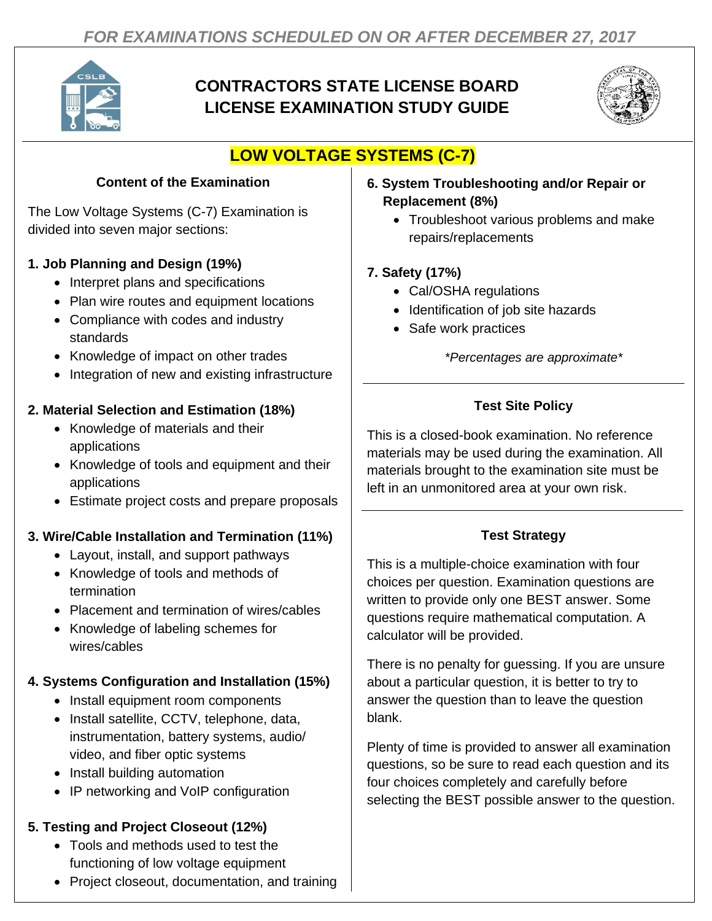*FOR EXAMINATIONS SCHEDULED ON OR AFTER DECEMBER 27, 2017*

# CONTRACTORS STATE LICENSE BOARD LICENSE EXAMINATION STUDY GUIDE

## LOW VOLTAGE SYSTEMS (C-7)

### Content of the Examination

The Low Voltage Systems (C-7) Examination is divided into seven major sections:

**1. Job Planning and Design (19%)**

- Interpret plans and specifications
- Plan wire routes and equipment locations
- Compliance with codes and industry standards
- Knowledge of impact on other trades
- Integration of new and existing infrastructure

**2. Material Selection and Estimation (18%)**

- Knowledge of materials and their applications
- Knowledge of tools and equipment and their applications
- Estimate project costs and prepare proposals

**3. Wire/Cable Installation and Termination (11%)**

- Layout, install, and support pathways
- Knowledge of tools and methods of termination
- Placement and termination of wires/cables
- Knowledge of labeling schemes for wires/cables

**4. Systems Configuration and Installation (15%)**

- Install equipment room components
- Install satellite, CCTV, telephone, data, instrumentation, battery systems, audio/video, and fiber optic systems
- Install building automation
- IP networking and VoIP configuration

**5. Testing and Project Closeout (12%)**

- Tools and methods used to test the functioning of low voltage equipment
- Project closeout, documentation, and training

**6. System Troubleshooting and/or Repair or Replacement (8%)**

- Troubleshoot various problems and make repairs/replacements

**7. Safety (17%)**

- Cal/OSHA regulations
- Identification of job site hazards
- Safe work practices

*\*Percentages are approximate\**

### Test Site Policy

This is a closed-book examination. No reference materials may be used during the examination. All materials brought to the examination site must be left in an unmonitored area at your own risk.

### Test Strategy

This is a multiple-choice examination with four choices per question. Examination questions are written to provide only one BEST answer. Some questions require mathematical computation. A calculator will be provided.

There is no penalty for guessing. If you are unsure about a particular question, it is better to try to answer the question than to leave the question blank.

Plenty of time is provided to answer all examination questions, so be sure to read each question and its four choices completely and carefully before selecting the BEST possible answer to the question.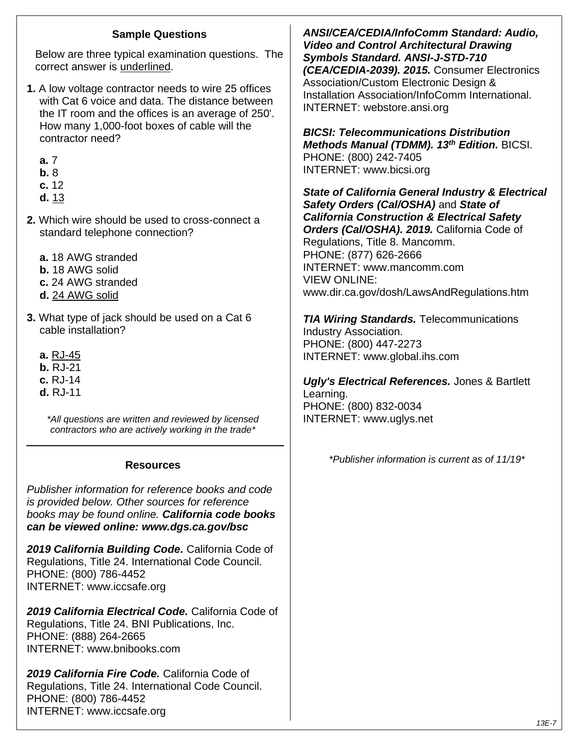## Sample Questions

Below are three typical examination questions. The correct answer is underlined.

**1.** A low voltage contractor needs to wire 25 offices with Cat 6 voice and data. The distance between the IT room and the offices is an average of 250'. How many 1,000-foot boxes of cable will the contractor need?

**a.** 7
**b.** 8
**c.** 12
**d.** <u>13</u>

**2.** Which wire should be used to cross-connect a standard telephone connection?

**a.** 18 AWG stranded
**b.** 18 AWG solid
**c.** 24 AWG stranded
**d.** <u>24 AWG solid</u>

**3.** What type of jack should be used on a Cat 6 cable installation?

**a.** <u>RJ-45</u>
**b.** RJ-21
**c.** RJ-14
**d.** RJ-11

*All questions are written and reviewed by licensed contractors who are actively working in the trade*

---

## Resources

*Publisher information for reference books and code is provided below. Other sources for reference books may be found online.* ***California code books can be viewed online: www.dgs.ca.gov/bsc***

***2019 California Building Code.*** California Code of Regulations, Title 24. International Code Council.
PHONE: (800) 786-4452
INTERNET: www.iccsafe.org

***2019 California Electrical Code.*** California Code of Regulations, Title 24. BNI Publications, Inc.
PHONE: (888) 264-2665
INTERNET: www.bnibooks.com

***2019 California Fire Code.*** California Code of Regulations, Title 24. International Code Council.
PHONE: (800) 786-4452
INTERNET: www.iccsafe.org

***ANSI/CEA/CEDIA/InfoComm Standard: Audio, Video and Control Architectural Drawing Symbols Standard. ANSI-J-STD-710 (CEA/CEDIA-2039). 2015.*** Consumer Electronics Association/Custom Electronic Design & Installation Association/InfoComm International.
INTERNET: webstore.ansi.org

***BICSI: Telecommunications Distribution Methods Manual (TDMM). 13th Edition.*** BICSI.
PHONE: (800) 242-7405
INTERNET: www.bicsi.org

***State of California General Industry & Electrical Safety Orders (Cal/OSHA)*** and ***State of California Construction & Electrical Safety Orders (Cal/OSHA). 2019.*** California Code of Regulations, Title 8. Mancomm.
PHONE: (877) 626-2666
INTERNET: www.mancomm.com
VIEW ONLINE:
www.dir.ca.gov/dosh/LawsAndRegulations.htm

***TIA Wiring Standards.*** Telecommunications Industry Association.
PHONE: (800) 447-2273
INTERNET: www.global.ihs.com

***Ugly's Electrical References.*** Jones & Bartlett Learning.
PHONE: (800) 832-0034
INTERNET: www.uglys.net

*Publisher information is current as of 11/19*